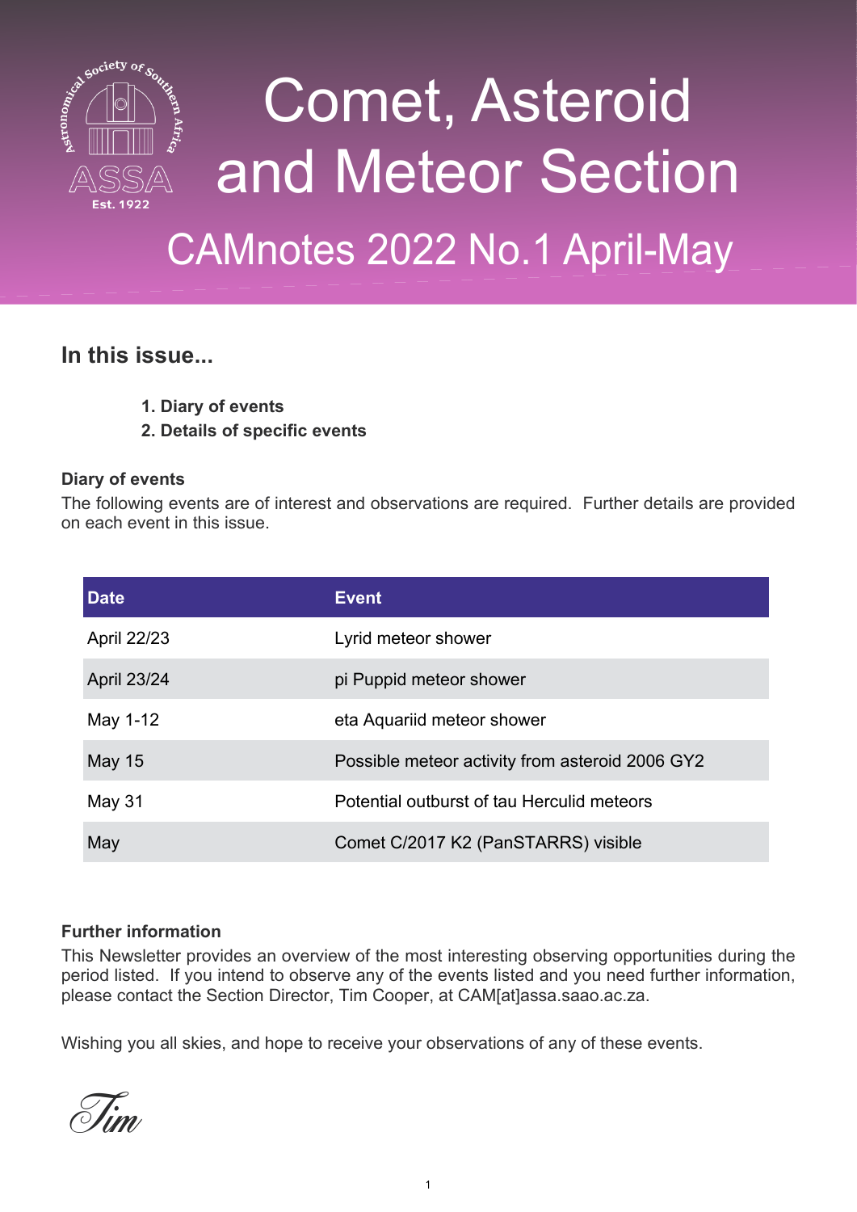# Comet, Asteroid and Meteor Section

## CAMnotes 2022 No.1 April-May

## In this issue...

1. **Diary of events**
2. **Details of specific events**

### Diary of events

The following events are of interest and observations are required. Further details are provided on each event in this issue.

| Date | Event |
| --- | --- |
| April 22/23 | Lyrid meteor shower |
| April 23/24 | pi Puppid meteor shower |
| May 1-12 | eta Aquariid meteor shower |
| May 15 | Possible meteor activity from asteroid 2006 GY2 |
| May 31 | Potential outburst of tau Herculid meteors |
| May | Comet C/2017 K2 (PanSTARRS) visible |

### Further information

This Newsletter provides an overview of the most interesting observing opportunities during the period listed. If you intend to observe any of the events listed and you need further information, please contact the Section Director, Tim Cooper, at CAM[at]assa.saao.ac.za.

Wishing you all skies, and hope to receive your observations of any of these events.

*Tim*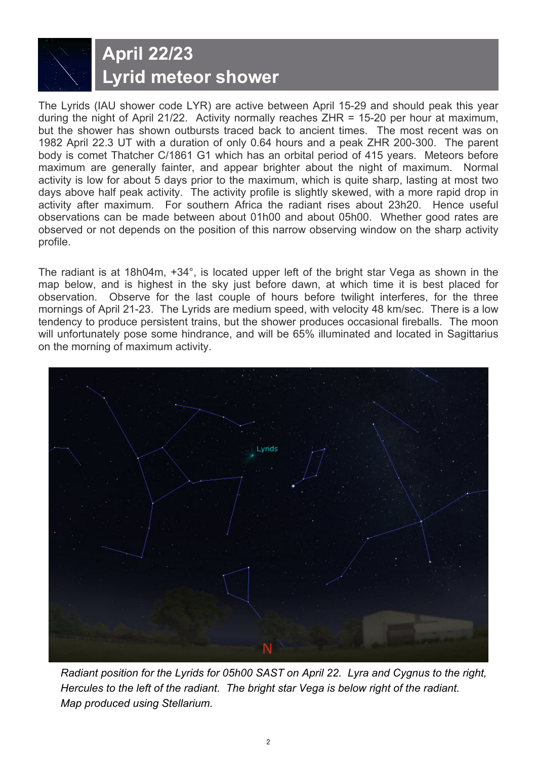# April 22/23
# Lyrid meteor shower

The Lyrids (IAU shower code LYR) are active between April 15-29 and should peak this year during the night of April 21/22. Activity normally reaches ZHR = 15-20 per hour at maximum, but the shower has shown outbursts traced back to ancient times. The most recent was on 1982 April 22.3 UT with a duration of only 0.64 hours and a peak ZHR 200-300. The parent body is comet Thatcher C/1861 G1 which has an orbital period of 415 years. Meteors before maximum are generally fainter, and appear brighter about the night of maximum. Normal activity is low for about 5 days prior to the maximum, which is quite sharp, lasting at most two days above half peak activity. The activity profile is slightly skewed, with a more rapid drop in activity after maximum. For southern Africa the radiant rises about 23h20. Hence useful observations can be made between about 01h00 and about 05h00. Whether good rates are observed or not depends on the position of this narrow observing window on the sharp activity profile.

The radiant is at 18h04m, +34°, is located upper left of the bright star Vega as shown in the map below, and is highest in the sky just before dawn, at which time it is best placed for observation. Observe for the last couple of hours before twilight interferes, for the three mornings of April 21-23. The Lyrids are medium speed, with velocity 48 km/sec. There is a low tendency to produce persistent trains, but the shower produces occasional fireballs. The moon will unfortunately pose some hindrance, and will be 65% illuminated and located in Sagittarius on the morning of maximum activity.

*Radiant position for the Lyrids for 05h00 SAST on April 22. Lyra and Cygnus to the right, Hercules to the left of the radiant. The bright star Vega is below right of the radiant. Map produced using Stellarium.*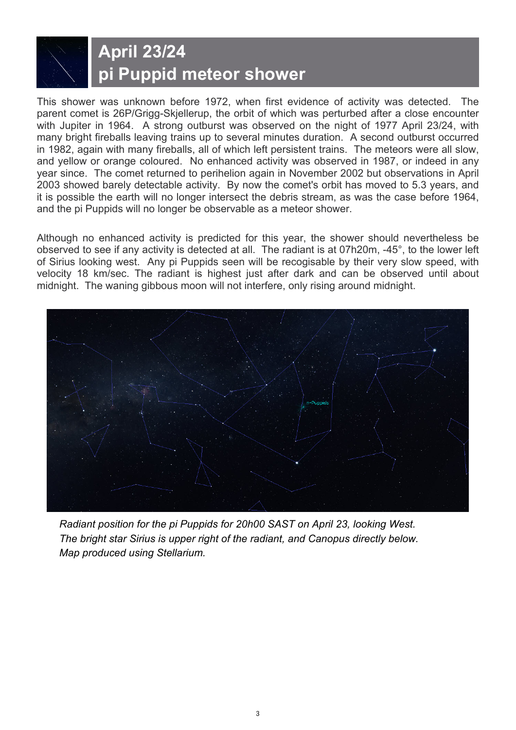# April 23/24
# pi Puppid meteor shower

This shower was unknown before 1972, when first evidence of activity was detected. The parent comet is 26P/Grigg-Skjellerup, the orbit of which was perturbed after a close encounter with Jupiter in 1964. A strong outburst was observed on the night of 1977 April 23/24, with many bright fireballs leaving trains up to several minutes duration. A second outburst occurred in 1982, again with many fireballs, all of which left persistent trains. The meteors were all slow, and yellow or orange coloured. No enhanced activity was observed in 1987, or indeed in any year since. The comet returned to perihelion again in November 2002 but observations in April 2003 showed barely detectable activity. By now the comet's orbit has moved to 5.3 years, and it is possible the earth will no longer intersect the debris stream, as was the case before 1964, and the pi Puppids will no longer be observable as a meteor shower.

Although no enhanced activity is predicted for this year, the shower should nevertheless be observed to see if any activity is detected at all. The radiant is at 07h20m, -45°, to the lower left of Sirius looking west. Any pi Puppids seen will be recognisable by their very slow speed, with velocity 18 km/sec. The radiant is highest just after dark and can be observed until about midnight. The waning gibbous moon will not interfere, only rising around midnight.

*Radiant position for the pi Puppids for 20h00 SAST on April 23, looking West. The bright star Sirius is upper right of the radiant, and Canopus directly below. Map produced using Stellarium.*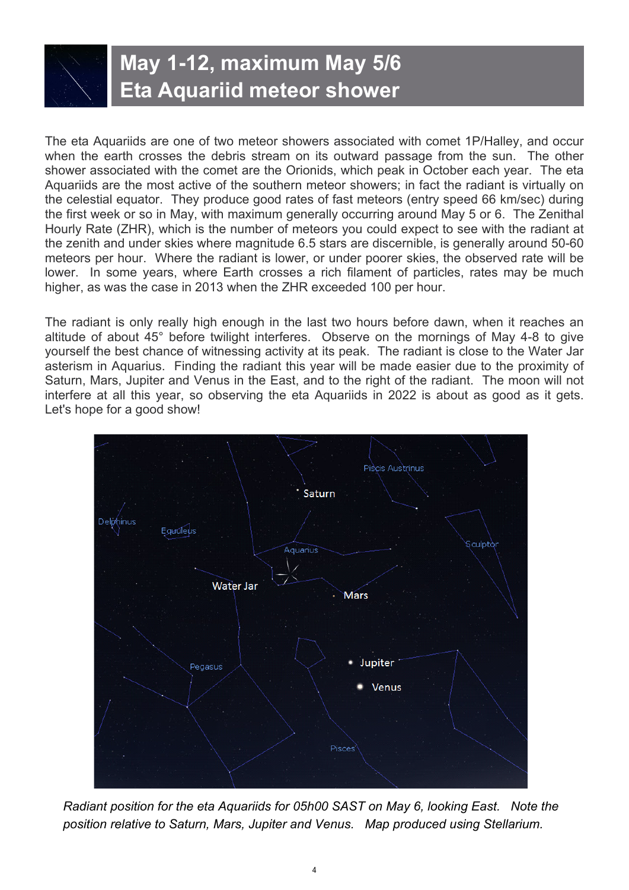# May 1-12, maximum May 5/6
# Eta Aquariid meteor shower

The eta Aquariids are one of two meteor showers associated with comet 1P/Halley, and occur when the earth crosses the debris stream on its outward passage from the sun. The other shower associated with the comet are the Orionids, which peak in October each year. The eta Aquariids are the most active of the southern meteor showers; in fact the radiant is virtually on the celestial equator. They produce good rates of fast meteors (entry speed 66 km/sec) during the first week or so in May, with maximum generally occurring around May 5 or 6. The Zenithal Hourly Rate (ZHR), which is the number of meteors you could expect to see with the radiant at the zenith and under skies where magnitude 6.5 stars are discernible, is generally around 50-60 meteors per hour. Where the radiant is lower, or under poorer skies, the observed rate will be lower. In some years, where Earth crosses a rich filament of particles, rates may be much higher, as was the case in 2013 when the ZHR exceeded 100 per hour.

The radiant is only really high enough in the last two hours before dawn, when it reaches an altitude of about 45° before twilight interferes. Observe on the mornings of May 4-8 to give yourself the best chance of witnessing activity at its peak. The radiant is close to the Water Jar asterism in Aquarius. Finding the radiant this year will be made easier due to the proximity of Saturn, Mars, Jupiter and Venus in the East, and to the right of the radiant. The moon will not interfere at all this year, so observing the eta Aquariids in 2022 is about as good as it gets. Let's hope for a good show!

*Radiant position for the eta Aquariids for 05h00 SAST on May 6, looking East. Note the position relative to Saturn, Mars, Jupiter and Venus. Map produced using Stellarium.*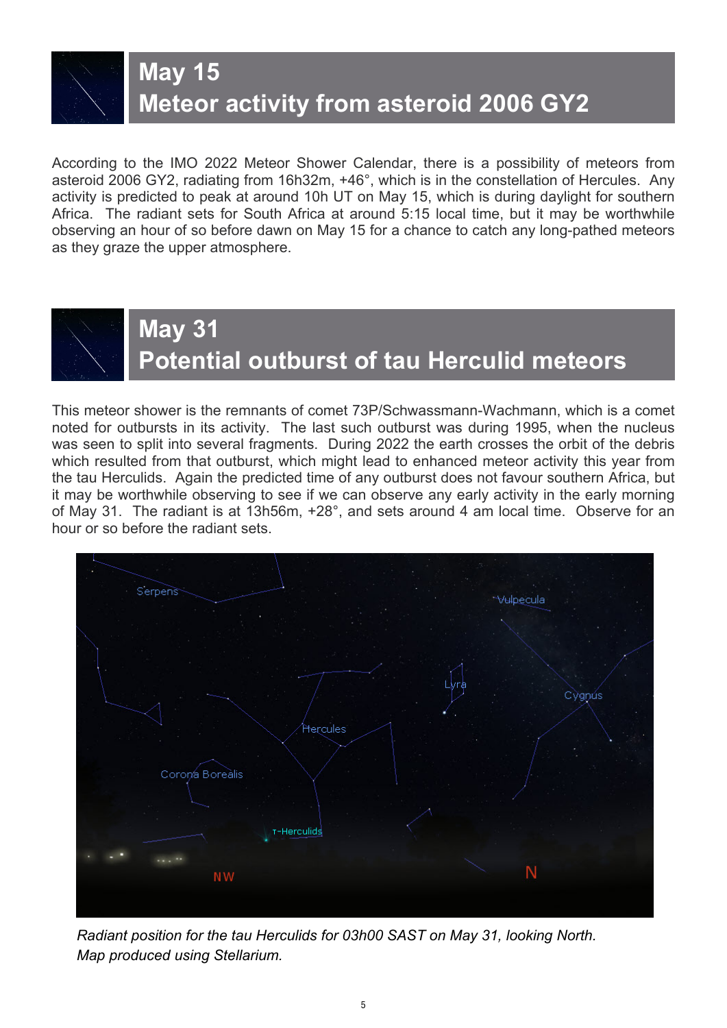## May 15
## Meteor activity from asteroid 2006 GY2

According to the IMO 2022 Meteor Shower Calendar, there is a possibility of meteors from asteroid 2006 GY2, radiating from 16h32m, +46°, which is in the constellation of Hercules. Any activity is predicted to peak at around 10h UT on May 15, which is during daylight for southern Africa. The radiant sets for South Africa at around 5:15 local time, but it may be worthwhile observing an hour of so before dawn on May 15 for a chance to catch any long-pathed meteors as they graze the upper atmosphere.

## May 31
## Potential outburst of tau Herculid meteors

This meteor shower is the remnants of comet 73P/Schwassmann-Wachmann, which is a comet noted for outbursts in its activity. The last such outburst was during 1995, when the nucleus was seen to split into several fragments. During 2022 the earth crosses the orbit of the debris which resulted from that outburst, which might lead to enhanced meteor activity this year from the tau Herculids. Again the predicted time of any outburst does not favour southern Africa, but it may be worthwhile observing to see if we can observe any early activity in the early morning of May 31. The radiant is at 13h56m, +28°, and sets around 4 am local time. Observe for an hour or so before the radiant sets.

*Radiant position for the tau Herculids for 03h00 SAST on May 31, looking North. Map produced using Stellarium.*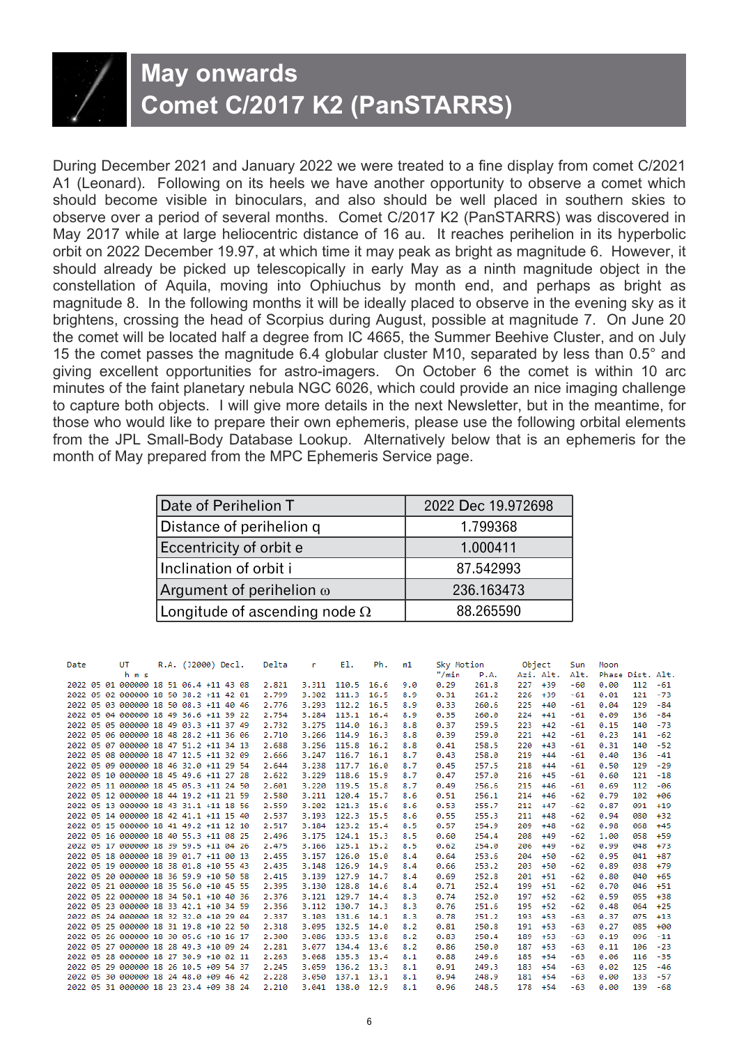# May onwards

# Comet C/2017 K2 (PanSTARRS)

During December 2021 and January 2022 we were treated to a fine display from comet C/2021 A1 (Leonard). Following on its heels we have another opportunity to observe a comet which should become visible in binoculars, and also should be well placed in southern skies to observe over a period of several months. Comet C/2017 K2 (PanSTARRS) was discovered in May 2017 while at large heliocentric distance of 16 au. It reaches perihelion in its hyperbolic orbit on 2022 December 19.97, at which time it may peak as bright as magnitude 6. However, it should already be picked up telescopically in early May as a ninth magnitude object in the constellation of Aquila, moving into Ophiuchus by month end, and perhaps as bright as magnitude 8. In the following months it will be ideally placed to observe in the evening sky as it brightens, crossing the head of Scorpius during August, possible at magnitude 7. On June 20 the comet will be located half a degree from IC 4665, the Summer Beehive Cluster, and on July 15 the comet passes the magnitude 6.4 globular cluster M10, separated by less than 0.5° and giving excellent opportunities for astro-imagers. On October 6 the comet is within 10 arc minutes of the faint planetary nebula NGC 6026, which could provide an nice imaging challenge to capture both objects. I will give more details in the next Newsletter, but in the meantime, for those who would like to prepare their own ephemeris, please use the following orbital elements from the JPL Small-Body Database Lookup. Alternatively below that is an ephemeris for the month of May prepared from the MPC Ephemeris Service page.

| | |
|---|---|
| Date of Perihelion T | 2022 Dec 19.972698 |
| Distance of perihelion q | 1.799368 |
| Eccentricity of orbit e | 1.000411 |
| Inclination of orbit i | 87.542993 |
| Argument of perihelion $\omega$ | 236.163473 |
| Longitude of ascending node $\Omega$ | 88.265590 |

```
Date       UT      R.A. (J2000) Decl.    Delta     r     El.    Ph.   m1     Sky Motion     Object    Sun    Moon
            h m s                                                            "/min    P.A.   Azi. Alt.  Alt.  Phase Dist. Alt.
2022 05 01 000000 18 51 06.4 +11 43 08   2.821   3.311  110.5  16.6   9.0    0.29   261.8    227  +39   -60   0.00   112  -61
2022 05 02 000000 18 50 38.2 +11 42 01   2.799   3.302  111.3  16.5   8.9    0.31   261.2    226  +39   -61   0.01   121  -73
2022 05 03 000000 18 50 08.3 +11 40 46   2.776   3.293  112.2  16.5   8.9    0.33   260.6    225  +40   -61   0.04   129  -84
2022 05 04 000000 18 49 36.6 +11 39 22   2.754   3.284  113.1  16.4   8.9    0.35   260.0    224  +41   -61   0.09   136  -84
2022 05 05 000000 18 49 03.3 +11 37 49   2.732   3.275  114.0  16.3   8.8    0.37   259.5    223  +42   -61   0.15   140  -73
2022 05 06 000000 18 48 28.2 +11 36 06   2.710   3.266  114.9  16.3   8.8    0.39   259.0    221  +42   -61   0.23   141  -62
2022 05 07 000000 18 47 51.2 +11 34 13   2.688   3.256  115.8  16.2   8.8    0.41   258.5    220  +43   -61   0.31   140  -52
2022 05 08 000000 18 47 12.5 +11 32 09   2.666   3.247  116.7  16.1   8.7    0.43   258.0    219  +44   -61   0.40   136  -41
2022 05 09 000000 18 46 32.0 +11 29 54   2.644   3.238  117.7  16.0   8.7    0.45   257.5    218  +44   -61   0.50   129  -29
2022 05 10 000000 18 45 49.6 +11 27 28   2.622   3.229  118.6  15.9   8.7    0.47   257.0    216  +45   -61   0.60   121  -18
2022 05 11 000000 18 45 05.3 +11 24 50   2.601   3.220  119.5  15.8   8.7    0.49   256.6    215  +46   -61   0.69   112  -06
2022 05 12 000000 18 44 19.2 +11 21 59   2.580   3.211  120.4  15.7   8.6    0.51   256.1    214  +46   -62   0.79   102  +06
2022 05 13 000000 18 43 31.1 +11 18 56   2.559   3.202  121.3  15.6   8.6    0.53   255.7    212  +47   -62   0.87   091  +19
2022 05 14 000000 18 42 41.1 +11 15 40   2.537   3.193  122.3  15.5   8.6    0.55   255.3    211  +48   -62   0.94   080  +32
2022 05 15 000000 18 41 49.2 +11 12 10   2.517   3.184  123.2  15.4   8.5    0.57   254.9    209  +48   -62   0.98   068  +45
2022 05 16 000000 18 40 55.3 +11 08 25   2.496   3.175  124.1  15.3   8.5    0.60   254.4    208  +49   -62   1.00   058  +59
2022 05 17 000000 18 39 59.5 +11 04 26   2.475   3.166  125.1  15.2   8.5    0.62   254.0    206  +49   -62   0.99   048  +73
2022 05 18 000000 18 39 01.7 +11 00 13   2.455   3.157  126.0  15.0   8.4    0.64   253.6    204  +50   -62   0.95   041  +87
2022 05 19 000000 18 38 01.8 +10 55 43   2.435   3.148  126.9  14.9   8.4    0.66   253.2    203  +50   -62   0.89   038  +79
2022 05 20 000000 18 36 59.9 +10 50 58   2.415   3.139  127.9  14.7   8.4    0.69   252.8    201  +51   -62   0.80   040  +65
2022 05 21 000000 18 35 56.0 +10 45 55   2.395   3.130  128.8  14.6   8.4    0.71   252.4    199  +51   -62   0.70   046  +51
2022 05 22 000000 18 34 50.1 +10 40 36   2.376   3.121  129.7  14.4   8.3    0.74   252.0    197  +52   -62   0.59   055  +38
2022 05 23 000000 18 33 42.1 +10 34 59   2.356   3.112  130.7  14.3   8.3    0.76   251.6    195  +52   -62   0.48   064  +25
2022 05 24 000000 18 32 32.0 +10 29 04   2.337   3.103  131.6  14.1   8.3    0.78   251.2    193  +53   -63   0.37   075  +13
2022 05 25 000000 18 31 19.8 +10 22 50   2.318   3.095  132.5  14.0   8.2    0.81   250.8    191  +53   -63   0.27   085  +00
2022 05 26 000000 18 30 05.6 +10 16 17   2.300   3.086  133.5  13.8   8.2    0.83   250.4    189  +53   -63   0.19   096  -11
2022 05 27 000000 18 28 49.3 +10 09 24   2.281   3.077  134.4  13.6   8.2    0.86   250.0    187  +53   -63   0.11   106  -23
2022 05 28 000000 18 27 30.9 +10 02 11   2.263   3.068  135.3  13.4   8.1    0.88   249.6    185  +54   -63   0.06   116  -35
2022 05 29 000000 18 26 10.5 +09 54 37   2.245   3.059  136.2  13.3   8.1    0.91   249.3    183  +54   -63   0.02   125  -46
2022 05 30 000000 18 24 48.0 +09 46 42   2.228   3.050  137.1  13.1   8.1    0.94   248.9    181  +54   -63   0.00   133  -57
2022 05 31 000000 18 23 23.4 +09 38 24   2.210   3.041  138.0  12.9   8.1    0.96   248.5    178  +54   -63   0.00   139  -68
```